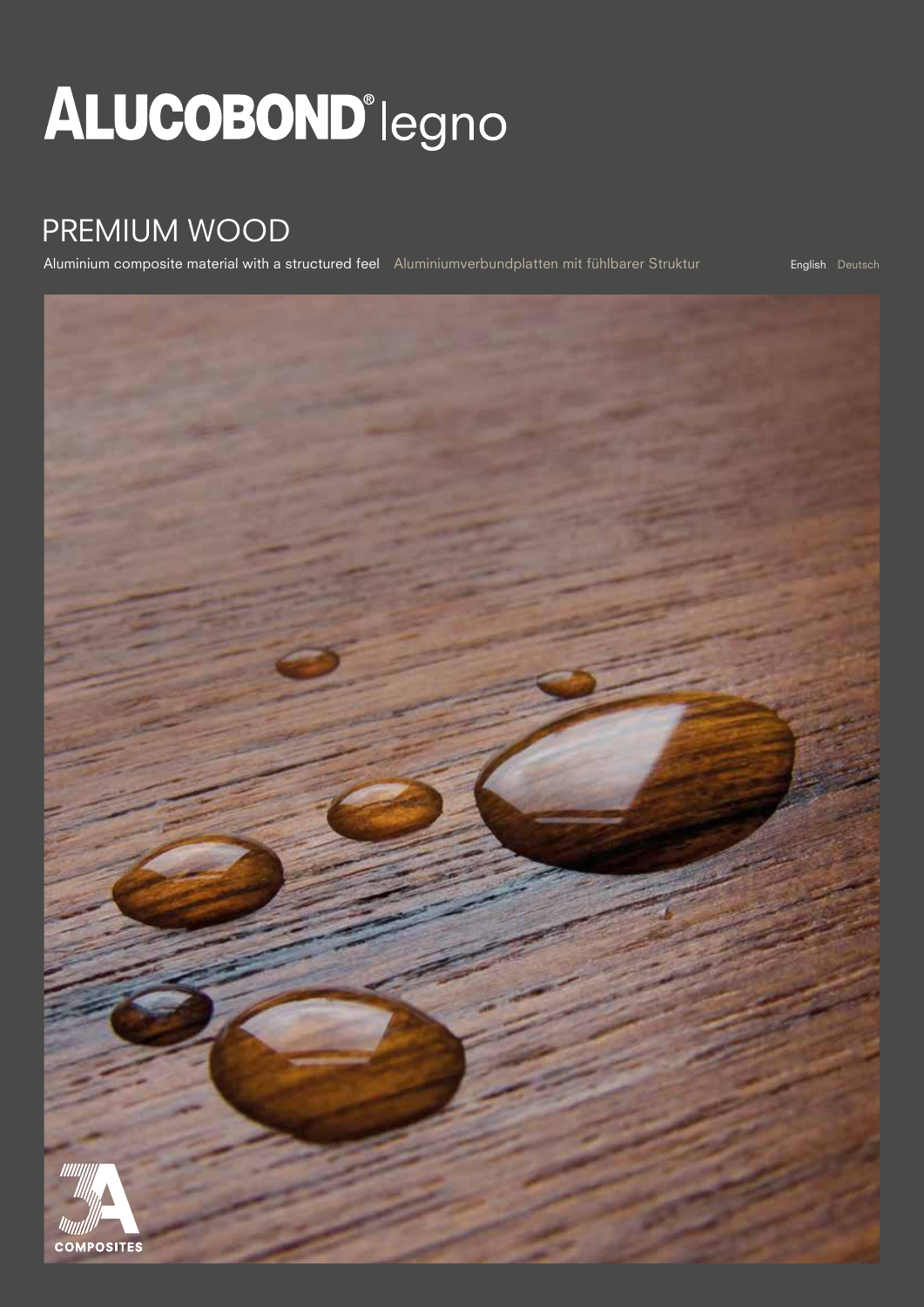# ALUCOBOND® legno

## PREMIUM WOOD

Aluminium composite material with a structured feel   Aluminiumverbundplatten mit fühlbarer Struktur

English   Deutsch

3A COMPOSITES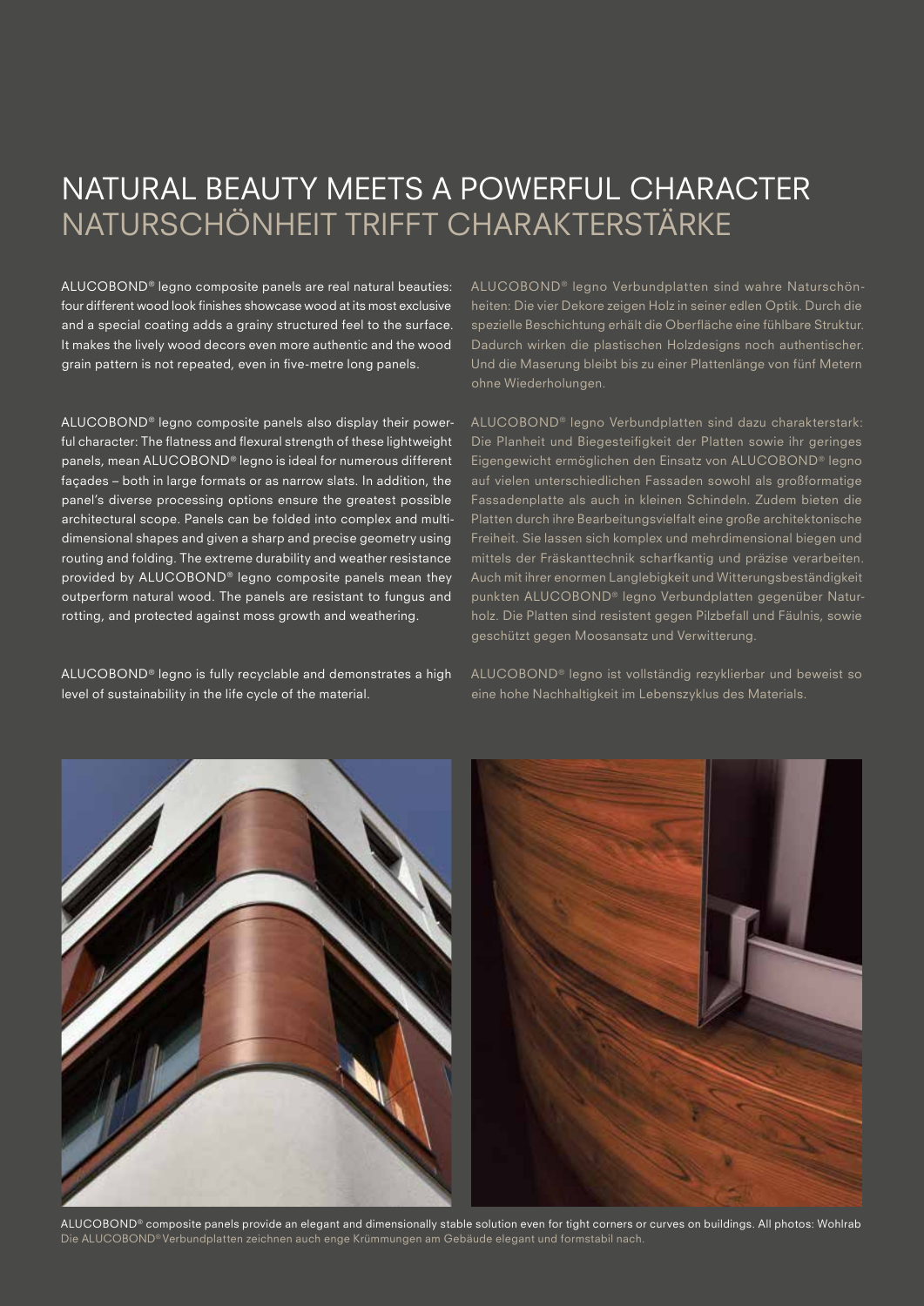# NATURAL BEAUTY MEETS A POWERFUL CHARACTER
# NATURSCHÖNHEIT TRIFFT CHARAKTERSTÄRKE

ALUCOBOND® legno composite panels are real natural beauties: four different wood look finishes showcase wood at its most exclusive and a special coating adds a grainy structured feel to the surface. It makes the lively wood decors even more authentic and the wood grain pattern is not repeated, even in five-metre long panels.

ALUCOBOND® legno composite panels also display their powerful character: The flatness and flexural strength of these lightweight panels, mean ALUCOBOND® legno is ideal for numerous different façades – both in large formats or as narrow slats. In addition, the panel's diverse processing options ensure the greatest possible architectural scope. Panels can be folded into complex and multi-dimensional shapes and given a sharp and precise geometry using routing and folding. The extreme durability and weather resistance provided by ALUCOBOND® legno composite panels mean they outperform natural wood. The panels are resistant to fungus and rotting, and protected against moss growth and weathering.

ALUCOBOND® legno is fully recyclable and demonstrates a high level of sustainability in the life cycle of the material.

ALUCOBOND® legno Verbundplatten sind wahre Naturschönheiten: Die vier Dekore zeigen Holz in seiner edlen Optik. Durch die spezielle Beschichtung erhält die Oberfläche eine fühlbare Struktur. Dadurch wirken die plastischen Holzdesigns noch authentischer. Und die Maserung bleibt bis zu einer Plattenlänge von fünf Metern ohne Wiederholungen.

ALUCOBOND® legno Verbundplatten sind dazu charakterstark: Die Planheit und Biegesteifigkeit der Platten sowie ihr geringes Eigengewicht ermöglichen den Einsatz von ALUCOBOND® legno auf vielen unterschiedlichen Fassaden sowohl als großformatige Fassadenplatte als auch in kleinen Schindeln. Zudem bieten die Platten durch ihre Bearbeitungsvielfalt eine große architektonische Freiheit. Sie lassen sich komplex und mehrdimensional biegen und mittels der Fräskanttechnik scharfkantig und präzise verarbeiten. Auch mit ihrer enormen Langlebigkeit und Witterungsbeständigkeit punkten ALUCOBOND® legno Verbundplatten gegenüber Naturholz. Die Platten sind resistent gegen Pilzbefall und Fäulnis, sowie geschützt gegen Moosansatz und Verwitterung.

ALUCOBOND® legno ist vollständig rezyklierbar und beweist so eine hohe Nachhaltigkeit im Lebenszyklus des Materials.

ALUCOBOND® composite panels provide an elegant and dimensionally stable solution even for tight corners or curves on buildings. All photos: Wohlrab
Die ALUCOBOND® Verbundplatten zeichnen auch enge Krümmungen am Gebäude elegant und formstabil nach.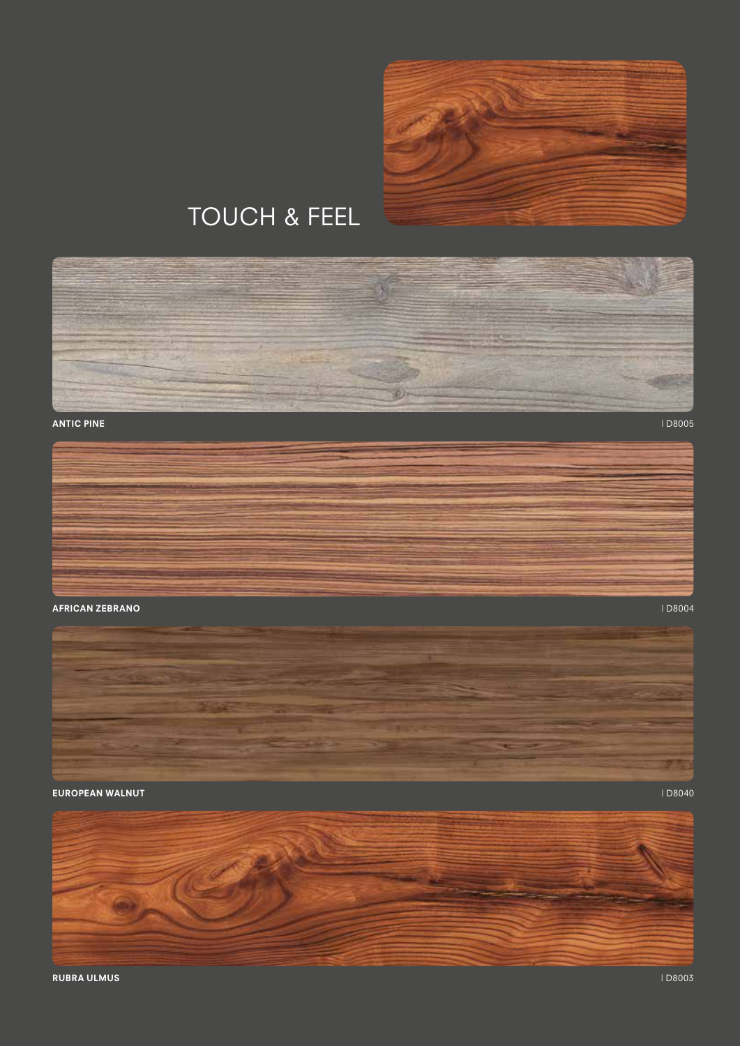# TOUCH & FEEL

**ANTIC PINE** | D8005

**AFRICAN ZEBRANO** | D8004

**EUROPEAN WALNUT** | D8040

**RUBRA ULMUS** | D8003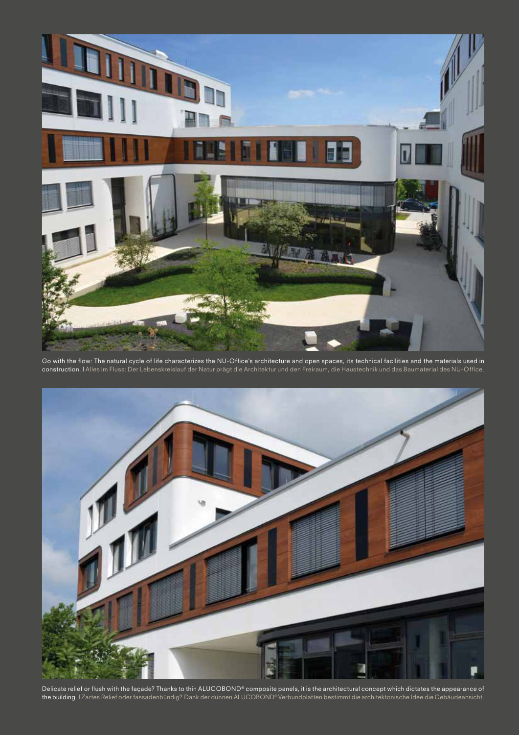Go with the flow: The natural cycle of life characterizes the NU-Office's architecture and open spaces, its technical facilities and the materials used in construction. I Alles im Fluss: Der Lebenskreislauf der Natur prägt die Architektur und den Freiraum, die Haustechnik und das Baumaterial des NU-Office.

Delicate relief or flush with the façade? Thanks to thin ALUCOBOND® composite panels, it is the architectural concept which dictates the appearance of the building. I Zartes Relief oder fassadenbündig? Dank der dünnen ALUCOBOND® Verbundplatten bestimmt die architektonische Idee die Gebäudeansicht.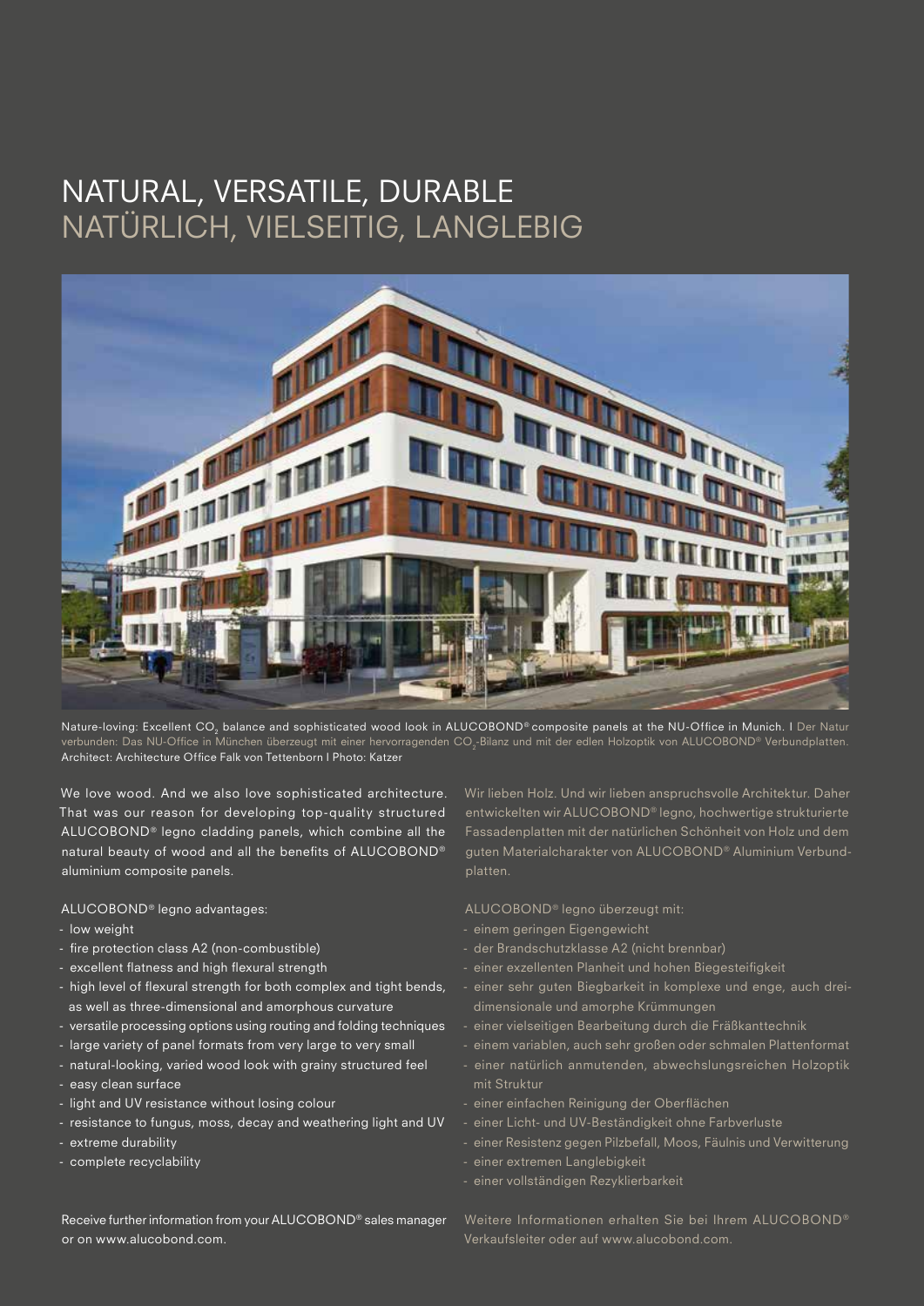# NATURAL, VERSATILE, DURABLE
# NATÜRLICH, VIELSEITIG, LANGLEBIG

Nature-loving: Excellent $CO_2$ balance and sophisticated wood look in ALUCOBOND® composite panels at the NU-Office in Munich. I Der Natur verbunden: Das NU-Office in München überzeugt mit einer hervorragenden $CO_2$-Bilanz und mit der edlen Holzoptik von ALUCOBOND® Verbundplatten. Architect: Architecture Office Falk von Tettenborn I Photo: Katzer

We love wood. And we also love sophisticated architecture. That was our reason for developing top-quality structured ALUCOBOND® legno cladding panels, which combine all the natural beauty of wood and all the benefits of ALUCOBOND® aluminium composite panels.

ALUCOBOND® legno advantages:

- low weight
- fire protection class A2 (non-combustible)
- excellent flatness and high flexural strength
- high level of flexural strength for both complex and tight bends, as well as three-dimensional and amorphous curvature
- versatile processing options using routing and folding techniques
- large variety of panel formats from very large to very small
- natural-looking, varied wood look with grainy structured feel
- easy clean surface
- light and UV resistance without losing colour
- resistance to fungus, moss, decay and weathering light and UV
- extreme durability
- complete recyclability

Receive further information from your ALUCOBOND® sales manager or on www.alucobond.com.

Wir lieben Holz. Und wir lieben anspruchsvolle Architektur. Daher entwickelten wir ALUCOBOND® legno, hochwertige strukturierte Fassadenplatten mit der natürlichen Schönheit von Holz und dem guten Materialcharakter von ALUCOBOND® Aluminium Verbundplatten.

ALUCOBOND® legno überzeugt mit:

- einem geringen Eigengewicht
- der Brandschutzklasse A2 (nicht brennbar)
- einer exzellenten Planheit und hohen Biegesteifigkeit
- einer sehr guten Biegbarkeit in komplexe und enge, auch dreidimensionale und amorphe Krümmungen
- einer vielseitigen Bearbeitung durch die Fräßkanttechnik
- einem variablen, auch sehr großen oder schmalen Plattenformat
- einer natürlich anmutenden, abwechslungsreichen Holzoptik mit Struktur
- einer einfachen Reinigung der Oberflächen
- einer Licht- und UV-Beständigkeit ohne Farbverluste
- einer Resistenz gegen Pilzbefall, Moos, Fäulnis und Verwitterung
- einer extremen Langlebigkeit
- einer vollständigen Rezyklierbarkeit

Weitere Informationen erhalten Sie bei Ihrem ALUCOBOND® Verkaufsleiter oder auf www.alucobond.com.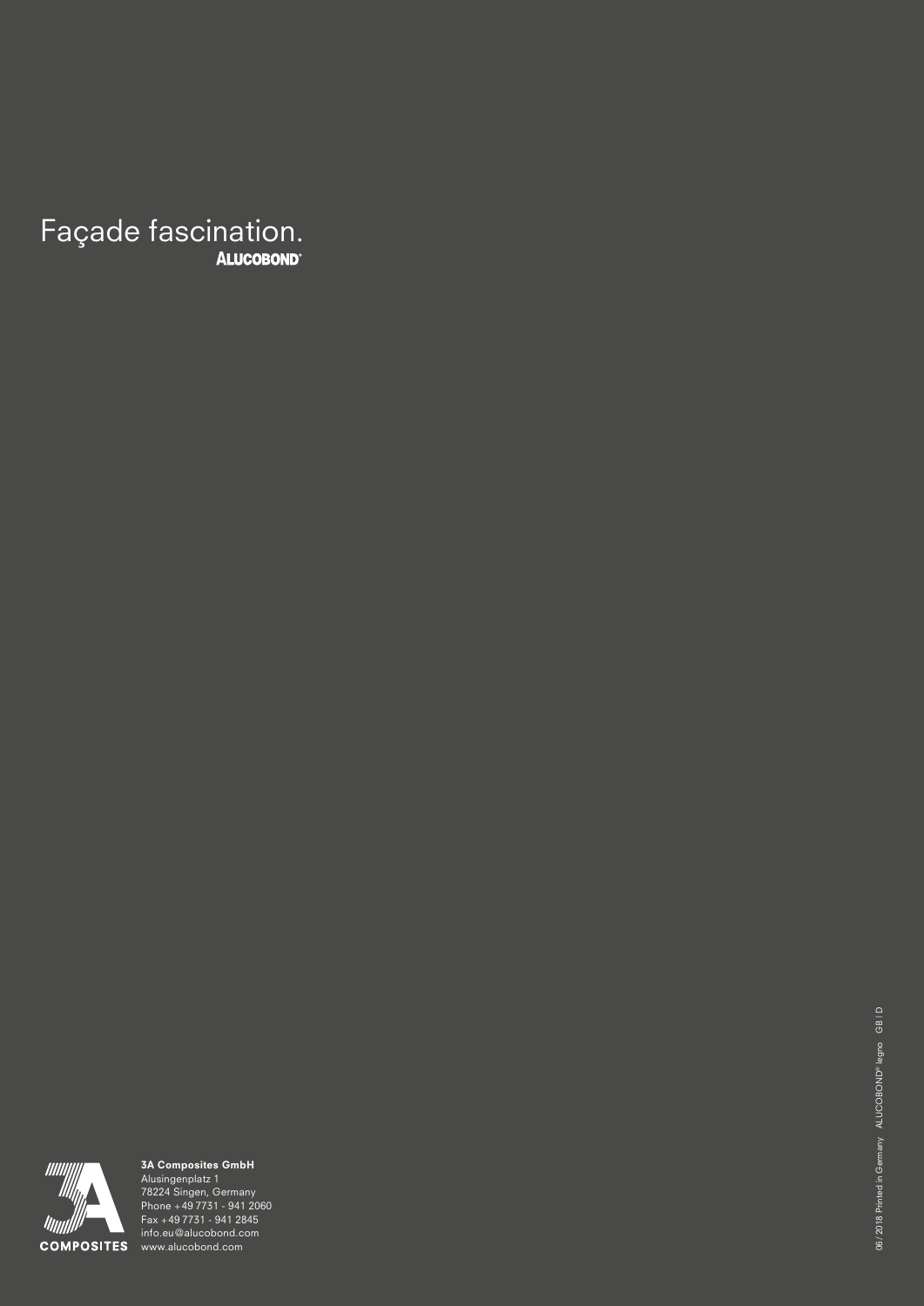Façade fascination.

ALUCOBOND®

COMPOSITES

**3A Composites GmbH**
Alusingenplatz 1
78224 Singen, Germany
Phone +49 7731 - 941 2060
Fax +49 7731 - 941 2845
info.eu@alucobond.com
www.alucobond.com

06/2018 Printed in Germany ALUCOBOND® legno GB | D